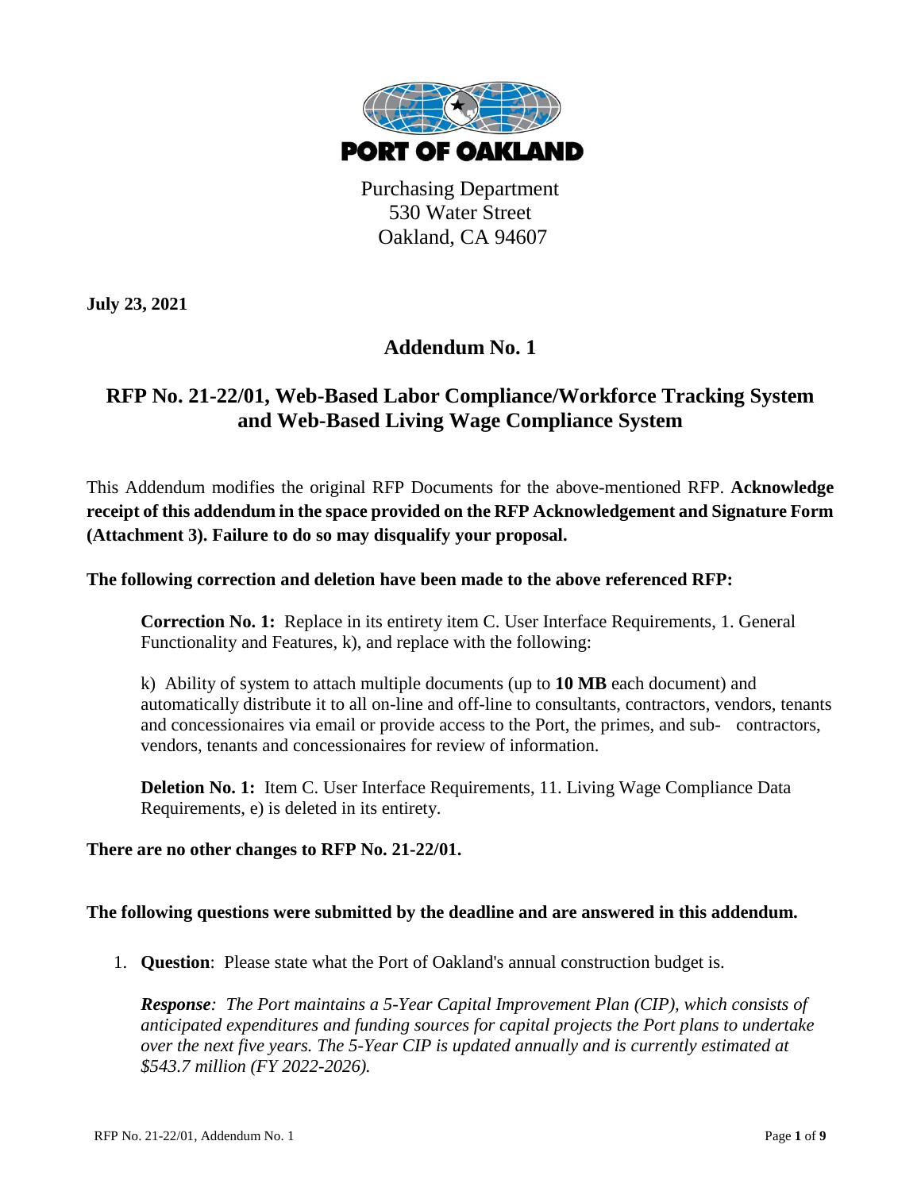**PORT OF OAKLAND**

Purchasing Department
530 Water Street
Oakland, CA 94607

**July 23, 2021**

## Addendum No. 1

## RFP No. 21-22/01, Web-Based Labor Compliance/Workforce Tracking System and Web-Based Living Wage Compliance System

This Addendum modifies the original RFP Documents for the above-mentioned RFP. **Acknowledge receipt of this addendum in the space provided on the RFP Acknowledgement and Signature Form (Attachment 3). Failure to do so may disqualify your proposal.**

**The following correction and deletion have been made to the above referenced RFP:**

**Correction No. 1:** Replace in its entirety item C. User Interface Requirements, 1. General Functionality and Features, k), and replace with the following:

k) Ability of system to attach multiple documents (up to **10 MB** each document) and automatically distribute it to all on-line and off-line to consultants, contractors, vendors, tenants and concessionaires via email or provide access to the Port, the primes, and sub- contractors, vendors, tenants and concessionaires for review of information.

**Deletion No. 1:** Item C. User Interface Requirements, 11. Living Wage Compliance Data Requirements, e) is deleted in its entirety.

**There are no other changes to RFP No. 21-22/01.**

**The following questions were submitted by the deadline and are answered in this addendum.**

1. **Question**: Please state what the Port of Oakland's annual construction budget is.

   ***Response****: The Port maintains a 5-Year Capital Improvement Plan (CIP), which consists of anticipated expenditures and funding sources for capital projects the Port plans to undertake over the next five years. The 5-Year CIP is updated annually and is currently estimated at $543.7 million (FY 2022-2026).*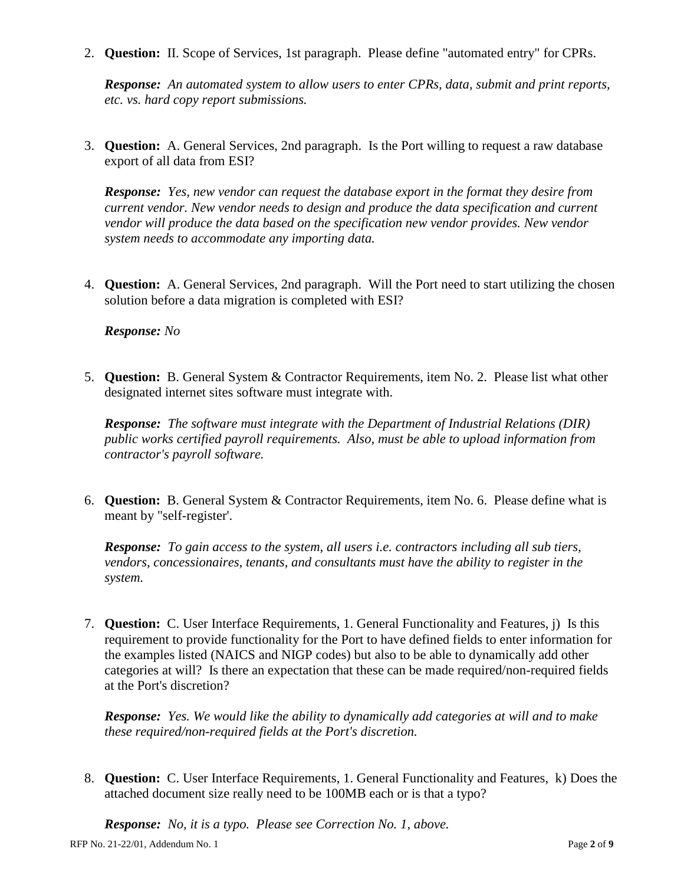2. **Question:** II. Scope of Services, 1st paragraph. Please define "automated entry" for CPRs.

   ***Response:*** *An automated system to allow users to enter CPRs, data, submit and print reports, etc. vs. hard copy report submissions.*

3. **Question:** A. General Services, 2nd paragraph. Is the Port willing to request a raw database export of all data from ESI?

   ***Response:*** *Yes, new vendor can request the database export in the format they desire from current vendor. New vendor needs to design and produce the data specification and current vendor will produce the data based on the specification new vendor provides. New vendor system needs to accommodate any importing data.*

4. **Question:** A. General Services, 2nd paragraph. Will the Port need to start utilizing the chosen solution before a data migration is completed with ESI?

   ***Response:*** *No*

5. **Question:** B. General System & Contractor Requirements, item No. 2. Please list what other designated internet sites software must integrate with.

   ***Response:*** *The software must integrate with the Department of Industrial Relations (DIR) public works certified payroll requirements. Also, must be able to upload information from contractor's payroll software.*

6. **Question:** B. General System & Contractor Requirements, item No. 6. Please define what is meant by "self-register'.

   ***Response:*** *To gain access to the system, all users i.e. contractors including all sub tiers, vendors, concessionaires, tenants, and consultants must have the ability to register in the system.*

7. **Question:** C. User Interface Requirements, 1. General Functionality and Features, j) Is this requirement to provide functionality for the Port to have defined fields to enter information for the examples listed (NAICS and NIGP codes) but also to be able to dynamically add other categories at will? Is there an expectation that these can be made required/non-required fields at the Port's discretion?

   ***Response:*** *Yes. We would like the ability to dynamically add categories at will and to make these required/non-required fields at the Port's discretion.*

8. **Question:** C. User Interface Requirements, 1. General Functionality and Features, k) Does the attached document size really need to be 100MB each or is that a typo?

   ***Response:*** *No, it is a typo. Please see Correction No. 1, above.*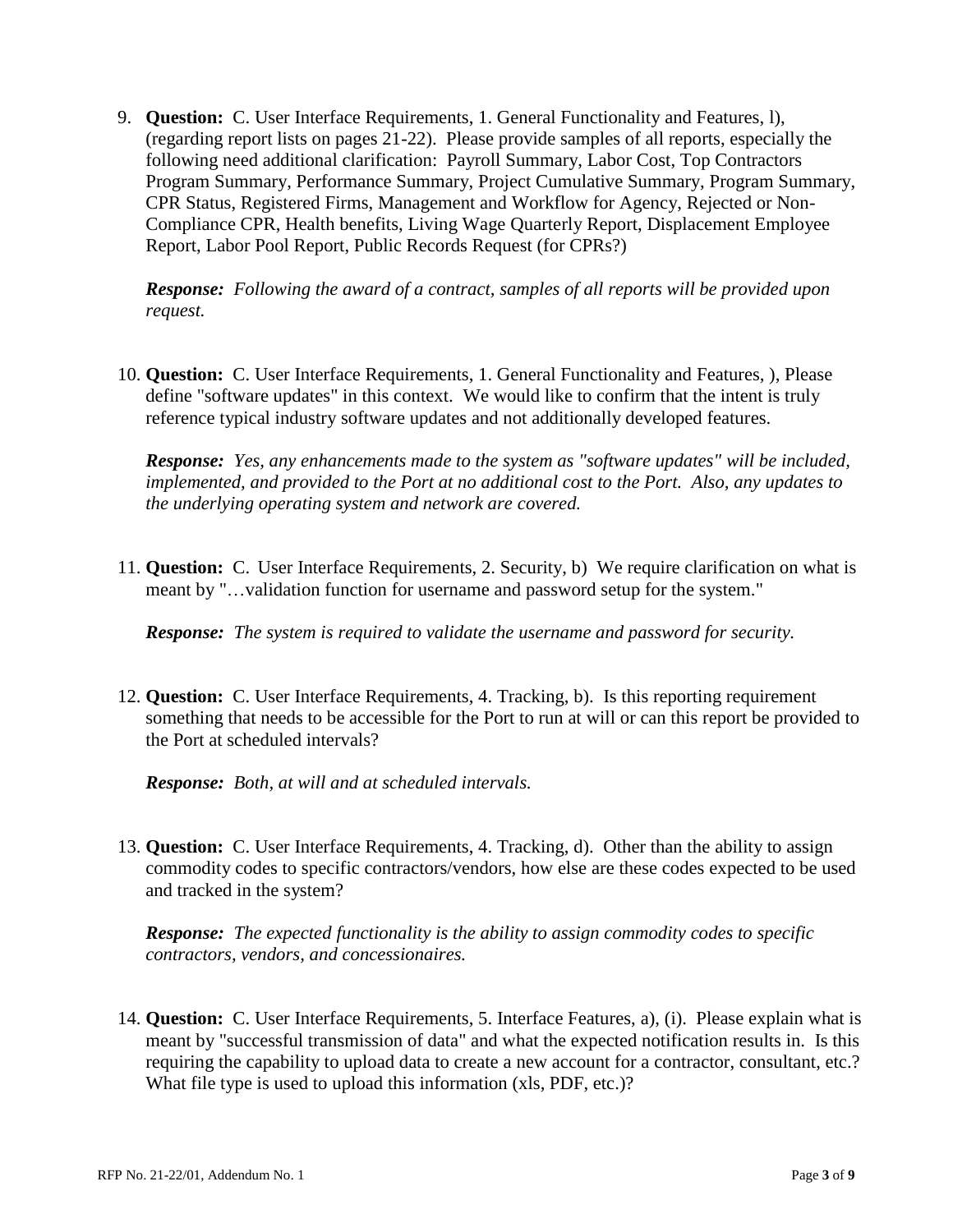9. **Question:** C. User Interface Requirements, 1. General Functionality and Features, l), (regarding report lists on pages 21-22). Please provide samples of all reports, especially the following need additional clarification: Payroll Summary, Labor Cost, Top Contractors Program Summary, Performance Summary, Project Cumulative Summary, Program Summary, CPR Status, Registered Firms, Management and Workflow for Agency, Rejected or Non-Compliance CPR, Health benefits, Living Wage Quarterly Report, Displacement Employee Report, Labor Pool Report, Public Records Request (for CPRs?)

   ***Response:*** *Following the award of a contract, samples of all reports will be provided upon request.*

10. **Question:** C. User Interface Requirements, 1. General Functionality and Features, ), Please define "software updates" in this context. We would like to confirm that the intent is truly reference typical industry software updates and not additionally developed features.

    ***Response:*** *Yes, any enhancements made to the system as "software updates" will be included, implemented, and provided to the Port at no additional cost to the Port. Also, any updates to the underlying operating system and network are covered.*

11. **Question:** C. User Interface Requirements, 2. Security, b) We require clarification on what is meant by "…validation function for username and password setup for the system."

    ***Response:*** *The system is required to validate the username and password for security.*

12. **Question:** C. User Interface Requirements, 4. Tracking, b). Is this reporting requirement something that needs to be accessible for the Port to run at will or can this report be provided to the Port at scheduled intervals?

    ***Response:*** *Both, at will and at scheduled intervals.*

13. **Question:** C. User Interface Requirements, 4. Tracking, d). Other than the ability to assign commodity codes to specific contractors/vendors, how else are these codes expected to be used and tracked in the system?

    ***Response:*** *The expected functionality is the ability to assign commodity codes to specific contractors, vendors, and concessionaires.*

14. **Question:** C. User Interface Requirements, 5. Interface Features, a), (i). Please explain what is meant by "successful transmission of data" and what the expected notification results in. Is this requiring the capability to upload data to create a new account for a contractor, consultant, etc.? What file type is used to upload this information (xls, PDF, etc.)?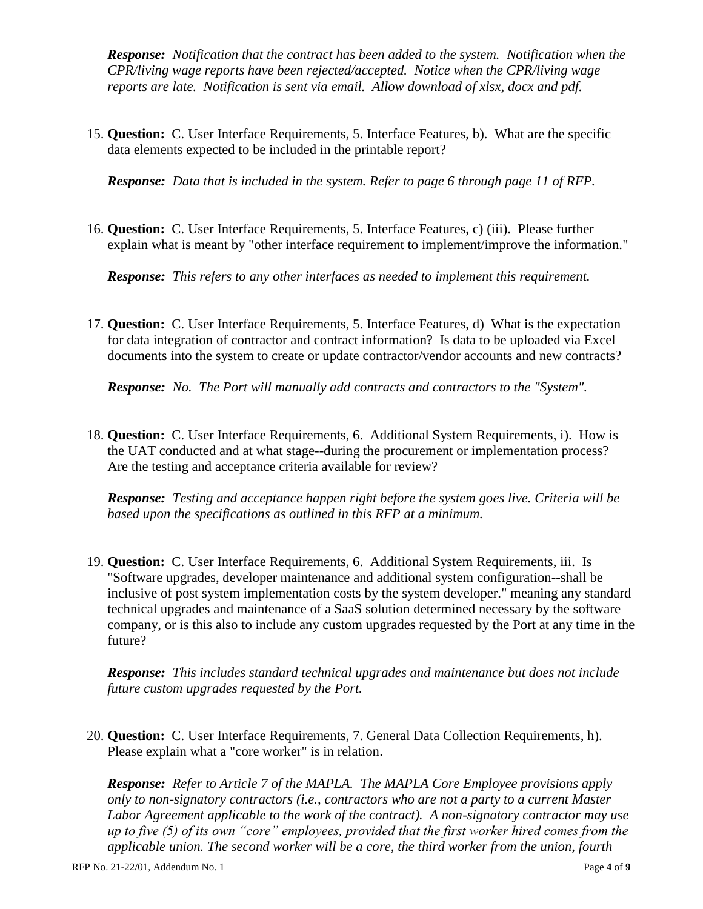*Response: Notification that the contract has been added to the system. Notification when the CPR/living wage reports have been rejected/accepted. Notice when the CPR/living wage reports are late. Notification is sent via email. Allow download of xlsx, docx and pdf.*

15. **Question:** C. User Interface Requirements, 5. Interface Features, b). What are the specific data elements expected to be included in the printable report?

    ***Response:*** *Data that is included in the system. Refer to page 6 through page 11 of RFP.*

16. **Question:** C. User Interface Requirements, 5. Interface Features, c) (iii). Please further explain what is meant by "other interface requirement to implement/improve the information."

    ***Response:*** *This refers to any other interfaces as needed to implement this requirement.*

17. **Question:** C. User Interface Requirements, 5. Interface Features, d) What is the expectation for data integration of contractor and contract information? Is data to be uploaded via Excel documents into the system to create or update contractor/vendor accounts and new contracts?

    ***Response:*** *No. The Port will manually add contracts and contractors to the "System".*

18. **Question:** C. User Interface Requirements, 6. Additional System Requirements, i). How is the UAT conducted and at what stage--during the procurement or implementation process? Are the testing and acceptance criteria available for review?

    ***Response:*** *Testing and acceptance happen right before the system goes live. Criteria will be based upon the specifications as outlined in this RFP at a minimum.*

19. **Question:** C. User Interface Requirements, 6. Additional System Requirements, iii. Is "Software upgrades, developer maintenance and additional system configuration--shall be inclusive of post system implementation costs by the system developer." meaning any standard technical upgrades and maintenance of a SaaS solution determined necessary by the software company, or is this also to include any custom upgrades requested by the Port at any time in the future?

    ***Response:*** *This includes standard technical upgrades and maintenance but does not include future custom upgrades requested by the Port.*

20. **Question:** C. User Interface Requirements, 7. General Data Collection Requirements, h). Please explain what a "core worker" is in relation.

    ***Response:*** *Refer to Article 7 of the MAPLA. The MAPLA Core Employee provisions apply only to non-signatory contractors (i.e., contractors who are not a party to a current Master Labor Agreement applicable to the work of the contract). A non-signatory contractor may use up to five (5) of its own "core" employees, provided that the first worker hired comes from the applicable union. The second worker will be a core, the third worker from the union, fourth*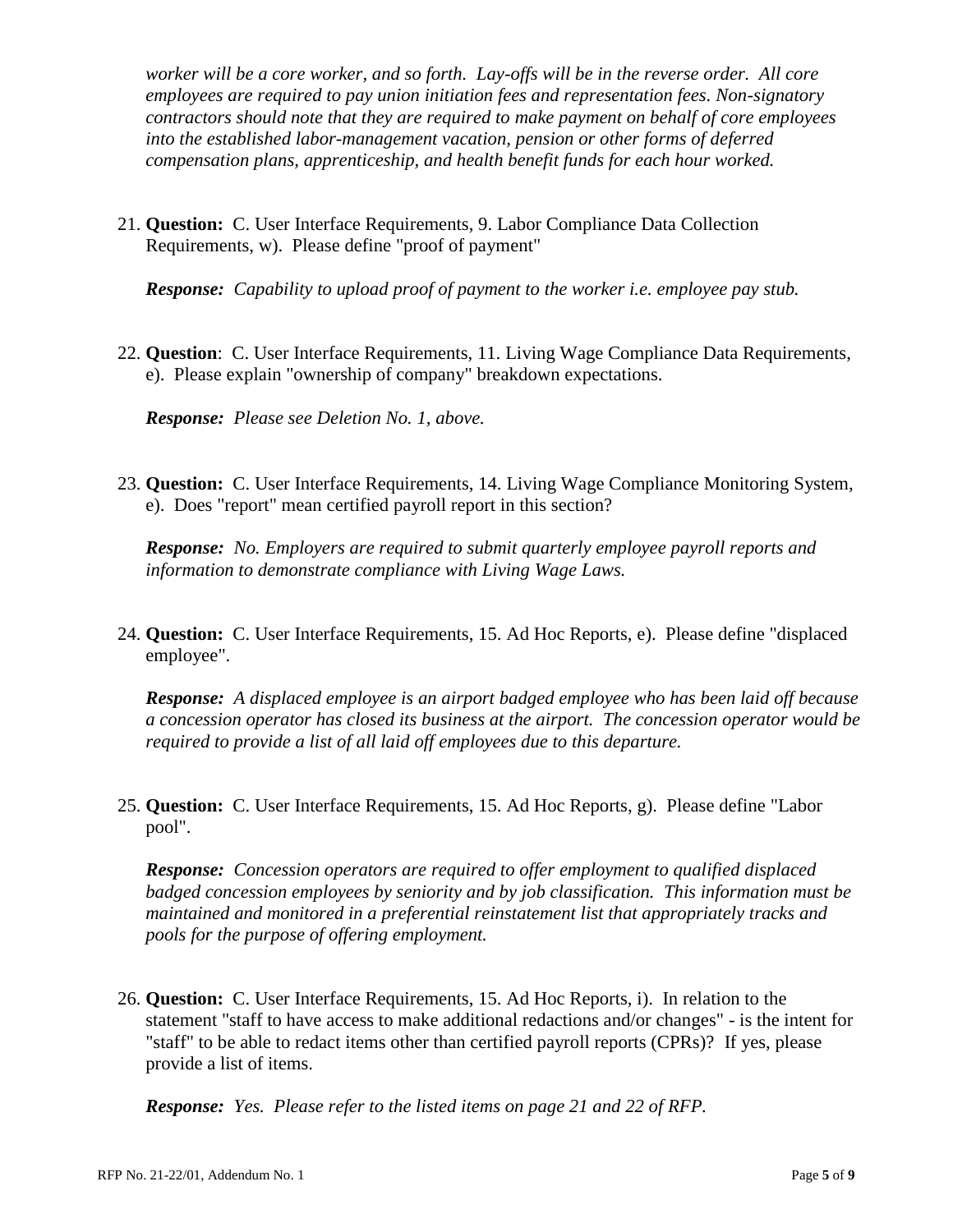*worker will be a core worker, and so forth. Lay-offs will be in the reverse order. All core employees are required to pay union initiation fees and representation fees. Non-signatory contractors should note that they are required to make payment on behalf of core employees into the established labor-management vacation, pension or other forms of deferred compensation plans, apprenticeship, and health benefit funds for each hour worked.*

21. **Question:** C. User Interface Requirements, 9. Labor Compliance Data Collection Requirements, w). Please define "proof of payment"

    ***Response:*** *Capability to upload proof of payment to the worker i.e. employee pay stub.*

22. **Question**: C. User Interface Requirements, 11. Living Wage Compliance Data Requirements, e). Please explain "ownership of company" breakdown expectations.

    ***Response:*** *Please see Deletion No. 1, above.*

23. **Question:** C. User Interface Requirements, 14. Living Wage Compliance Monitoring System, e). Does "report" mean certified payroll report in this section?

    ***Response:*** *No. Employers are required to submit quarterly employee payroll reports and information to demonstrate compliance with Living Wage Laws.*

24. **Question:** C. User Interface Requirements, 15. Ad Hoc Reports, e). Please define "displaced employee".

    ***Response:*** *A displaced employee is an airport badged employee who has been laid off because a concession operator has closed its business at the airport. The concession operator would be required to provide a list of all laid off employees due to this departure.*

25. **Question:** C. User Interface Requirements, 15. Ad Hoc Reports, g). Please define "Labor pool".

    ***Response:*** *Concession operators are required to offer employment to qualified displaced badged concession employees by seniority and by job classification. This information must be maintained and monitored in a preferential reinstatement list that appropriately tracks and pools for the purpose of offering employment.*

26. **Question:** C. User Interface Requirements, 15. Ad Hoc Reports, i). In relation to the statement "staff to have access to make additional redactions and/or changes" - is the intent for "staff" to be able to redact items other than certified payroll reports (CPRs)? If yes, please provide a list of items.

    ***Response:*** *Yes. Please refer to the listed items on page 21 and 22 of RFP.*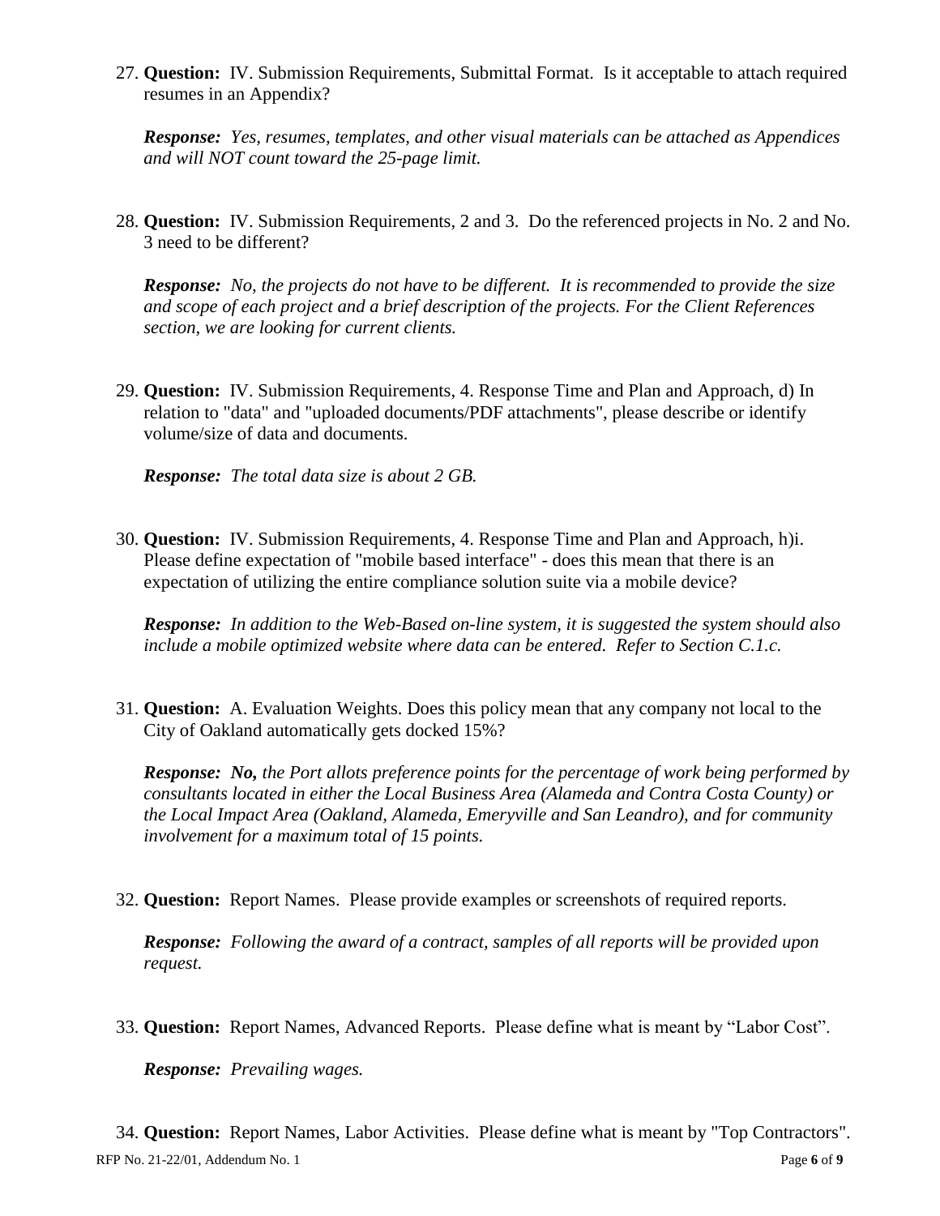27. **Question:** IV. Submission Requirements, Submittal Format. Is it acceptable to attach required resumes in an Appendix?

    ***Response:*** *Yes, resumes, templates, and other visual materials can be attached as Appendices and will NOT count toward the 25-page limit.*

28. **Question:** IV. Submission Requirements, 2 and 3. Do the referenced projects in No. 2 and No. 3 need to be different?

    ***Response:*** *No, the projects do not have to be different. It is recommended to provide the size and scope of each project and a brief description of the projects. For the Client References section, we are looking for current clients.*

29. **Question:** IV. Submission Requirements, 4. Response Time and Plan and Approach, d) In relation to "data" and "uploaded documents/PDF attachments", please describe or identify volume/size of data and documents.

    ***Response:*** *The total data size is about 2 GB.*

30. **Question:** IV. Submission Requirements, 4. Response Time and Plan and Approach, h)i. Please define expectation of "mobile based interface" - does this mean that there is an expectation of utilizing the entire compliance solution suite via a mobile device?

    ***Response:*** *In addition to the Web-Based on-line system, it is suggested the system should also include a mobile optimized website where data can be entered. Refer to Section C.1.c.*

31. **Question:** A. Evaluation Weights. Does this policy mean that any company not local to the City of Oakland automatically gets docked 15%?

    ***Response:*** ***No,*** *the Port allots preference points for the percentage of work being performed by consultants located in either the Local Business Area (Alameda and Contra Costa County) or the Local Impact Area (Oakland, Alameda, Emeryville and San Leandro), and for community involvement for a maximum total of 15 points.*

32. **Question:** Report Names. Please provide examples or screenshots of required reports.

    ***Response:*** *Following the award of a contract, samples of all reports will be provided upon request.*

33. **Question:** Report Names, Advanced Reports. Please define what is meant by "Labor Cost".

    ***Response:*** *Prevailing wages.*

34. **Question:** Report Names, Labor Activities. Please define what is meant by "Top Contractors".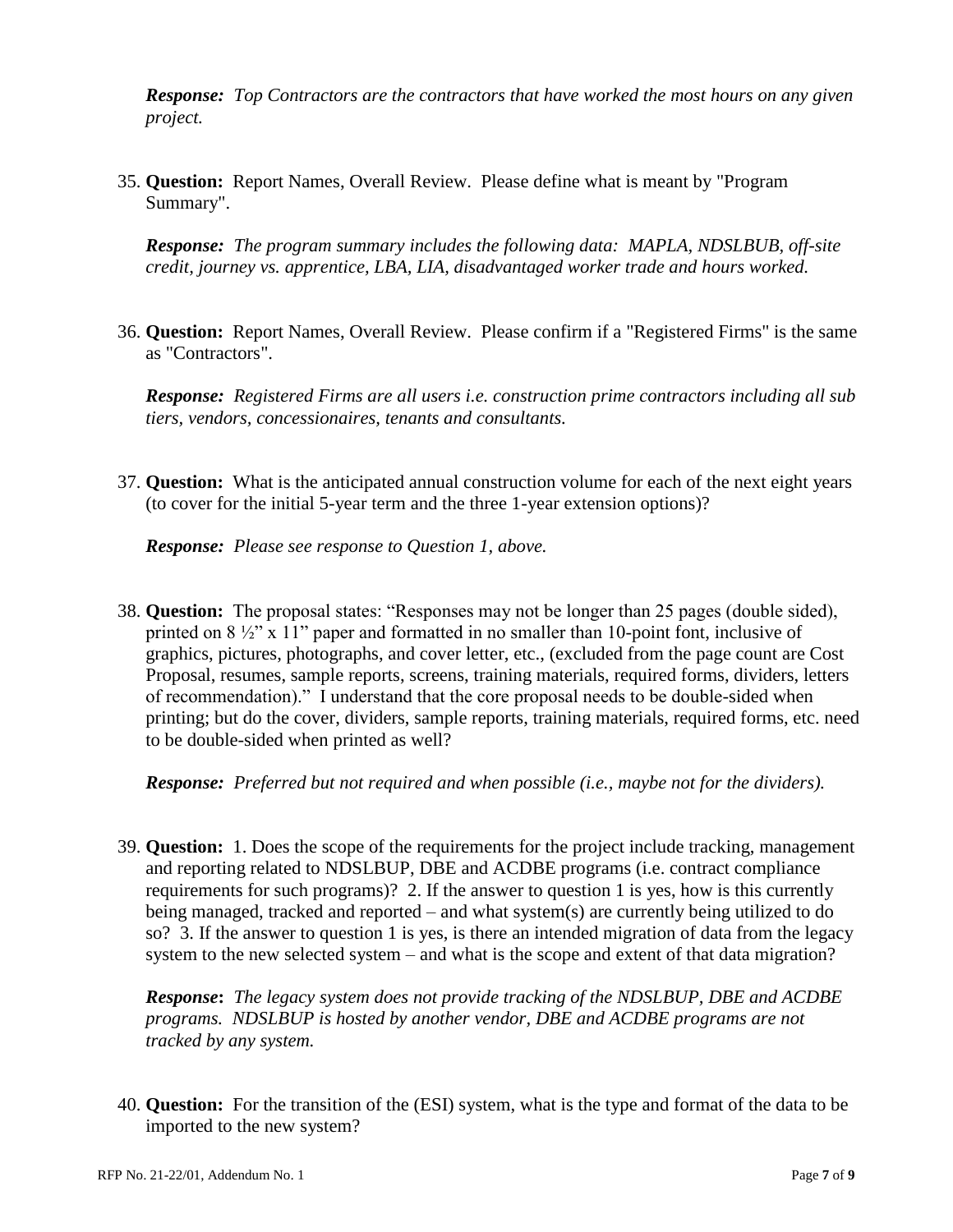***Response:*** *Top Contractors are the contractors that have worked the most hours on any given project.*

35. **Question:** Report Names, Overall Review. Please define what is meant by "Program Summary".

    ***Response:*** *The program summary includes the following data: MAPLA, NDSLBUB, off-site credit, journey vs. apprentice, LBA, LIA, disadvantaged worker trade and hours worked.*

36. **Question:** Report Names, Overall Review. Please confirm if a "Registered Firms" is the same as "Contractors".

    ***Response:*** *Registered Firms are all users i.e. construction prime contractors including all sub tiers, vendors, concessionaires, tenants and consultants.*

37. **Question:** What is the anticipated annual construction volume for each of the next eight years (to cover for the initial 5-year term and the three 1-year extension options)?

    ***Response:*** *Please see response to Question 1, above.*

38. **Question:** The proposal states: "Responses may not be longer than 25 pages (double sided), printed on 8 ½" x 11" paper and formatted in no smaller than 10-point font, inclusive of graphics, pictures, photographs, and cover letter, etc., (excluded from the page count are Cost Proposal, resumes, sample reports, screens, training materials, required forms, dividers, letters of recommendation)." I understand that the core proposal needs to be double-sided when printing; but do the cover, dividers, sample reports, training materials, required forms, etc. need to be double-sided when printed as well?

    ***Response:*** *Preferred but not required and when possible (i.e., maybe not for the dividers).*

39. **Question:** 1. Does the scope of the requirements for the project include tracking, management and reporting related to NDSLBUP, DBE and ACDBE programs (i.e. contract compliance requirements for such programs)? 2. If the answer to question 1 is yes, how is this currently being managed, tracked and reported – and what system(s) are currently being utilized to do so? 3. If the answer to question 1 is yes, is there an intended migration of data from the legacy system to the new selected system – and what is the scope and extent of that data migration?

    ***Response:*** *The legacy system does not provide tracking of the NDSLBUP, DBE and ACDBE programs. NDSLBUP is hosted by another vendor, DBE and ACDBE programs are not tracked by any system.*

40. **Question:** For the transition of the (ESI) system, what is the type and format of the data to be imported to the new system?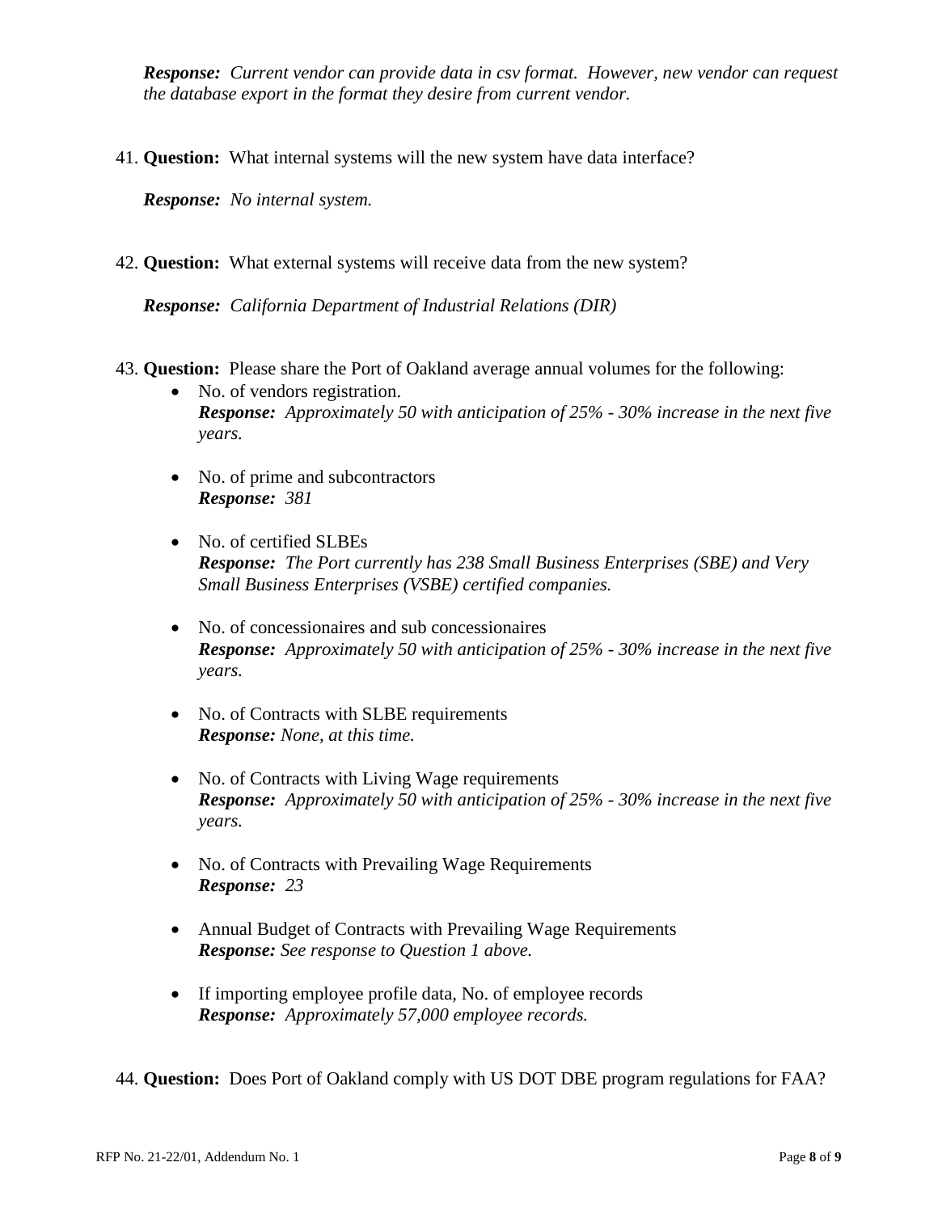***Response:*** *Current vendor can provide data in csv format. However, new vendor can request the database export in the format they desire from current vendor.*

41. **Question:** What internal systems will the new system have data interface?

    ***Response:*** *No internal system.*

42. **Question:** What external systems will receive data from the new system?

    ***Response:*** *California Department of Industrial Relations (DIR)*

43. **Question:** Please share the Port of Oakland average annual volumes for the following:
    - No. of vendors registration.
      ***Response:*** *Approximately 50 with anticipation of 25% - 30% increase in the next five years.*

    - No. of prime and subcontractors
      ***Response:*** *381*

    - No. of certified SLBEs
      ***Response:*** *The Port currently has 238 Small Business Enterprises (SBE) and Very Small Business Enterprises (VSBE) certified companies.*

    - No. of concessionaires and sub concessionaires
      ***Response:*** *Approximately 50 with anticipation of 25% - 30% increase in the next five years.*

    - No. of Contracts with SLBE requirements
      ***Response:*** *None, at this time.*

    - No. of Contracts with Living Wage requirements
      ***Response:*** *Approximately 50 with anticipation of 25% - 30% increase in the next five years.*

    - No. of Contracts with Prevailing Wage Requirements
      ***Response:*** *23*

    - Annual Budget of Contracts with Prevailing Wage Requirements
      ***Response:*** *See response to Question 1 above.*

    - If importing employee profile data, No. of employee records
      ***Response:*** *Approximately 57,000 employee records.*

44. **Question:** Does Port of Oakland comply with US DOT DBE program regulations for FAA?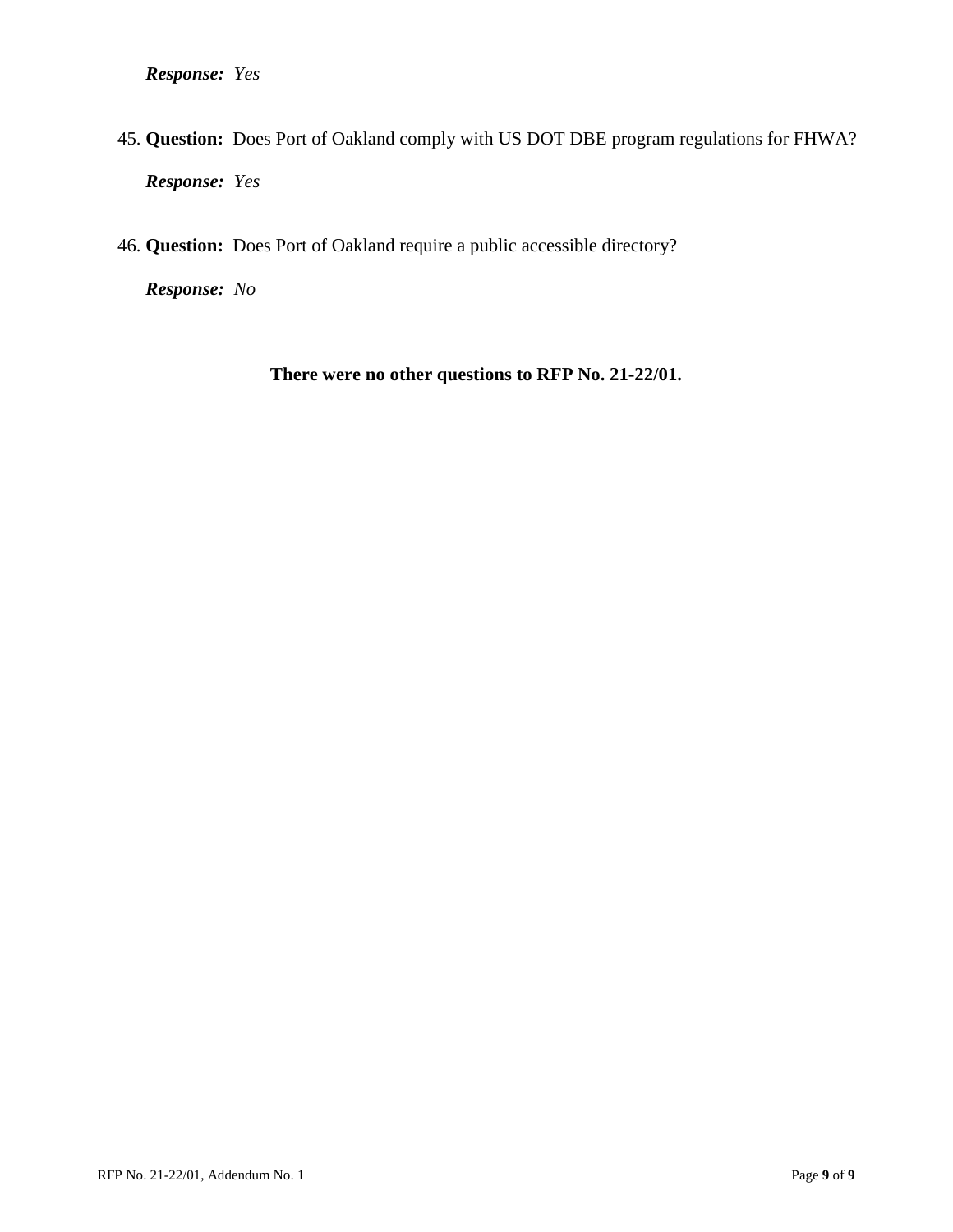***Response:*** *Yes*

45. **Question:** Does Port of Oakland comply with US DOT DBE program regulations for FHWA?

    ***Response:*** *Yes*

46. **Question:** Does Port of Oakland require a public accessible directory?

    ***Response:*** *No*

**There were no other questions to RFP No. 21-22/01.**